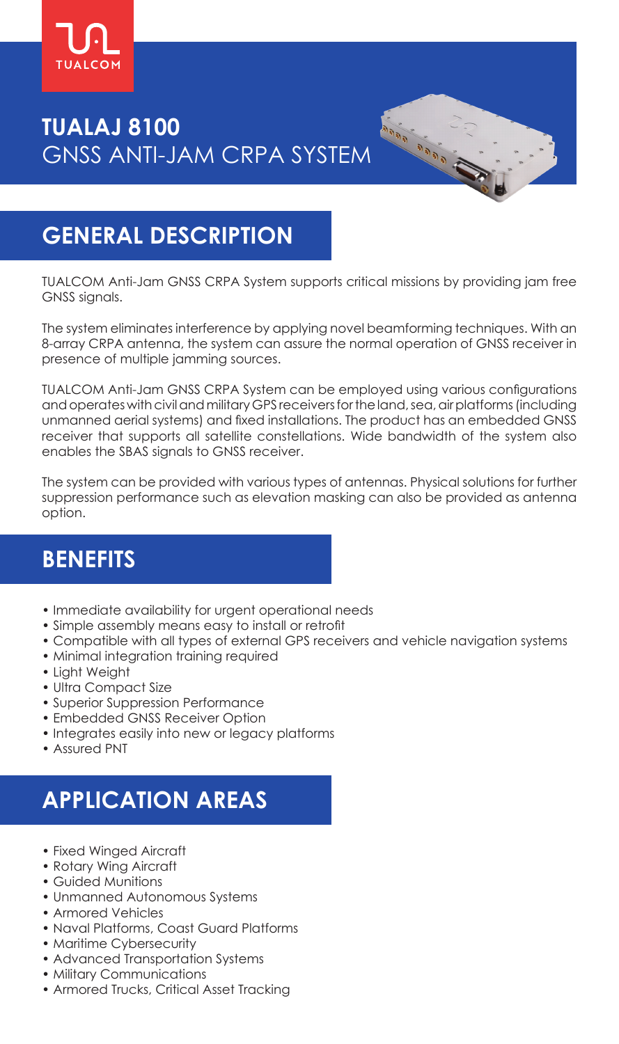TUALCOM

# TUALAJ 8100

GNSS ANTI-JAM CRPA SYSTEM

## GENERAL DESCRIPTION

TUALCOM Anti-Jam GNSS CRPA System supports critical missions by providing jam free GNSS signals.

The system eliminates interference by applying novel beamforming techniques. With an 8-array CRPA antenna, the system can assure the normal operation of GNSS receiver in presence of multiple jamming sources.

TUALCOM Anti-Jam GNSS CRPA System can be employed using various configurations and operates with civil and military GPS receivers for the land, sea, air platforms (including unmanned aerial systems) and fixed installations. The product has an embedded GNSS receiver that supports all satellite constellations. Wide bandwidth of the system also enables the SBAS signals to GNSS receiver.

The system can be provided with various types of antennas. Physical solutions for further suppression performance such as elevation masking can also be provided as antenna option.

## BENEFITS

- Immediate availability for urgent operational needs
- Simple assembly means easy to install or retrofit
- Compatible with all types of external GPS receivers and vehicle navigation systems
- Minimal integration training required
- Light Weight
- Ultra Compact Size
- Superior Suppression Performance
- Embedded GNSS Receiver Option
- Integrates easily into new or legacy platforms
- Assured PNT

## APPLICATION AREAS

- Fixed Winged Aircraft
- Rotary Wing Aircraft
- Guided Munitions
- Unmanned Autonomous Systems
- Armored Vehicles
- Naval Platforms, Coast Guard Platforms
- Maritime Cybersecurity
- Advanced Transportation Systems
- Military Communications
- Armored Trucks, Critical Asset Tracking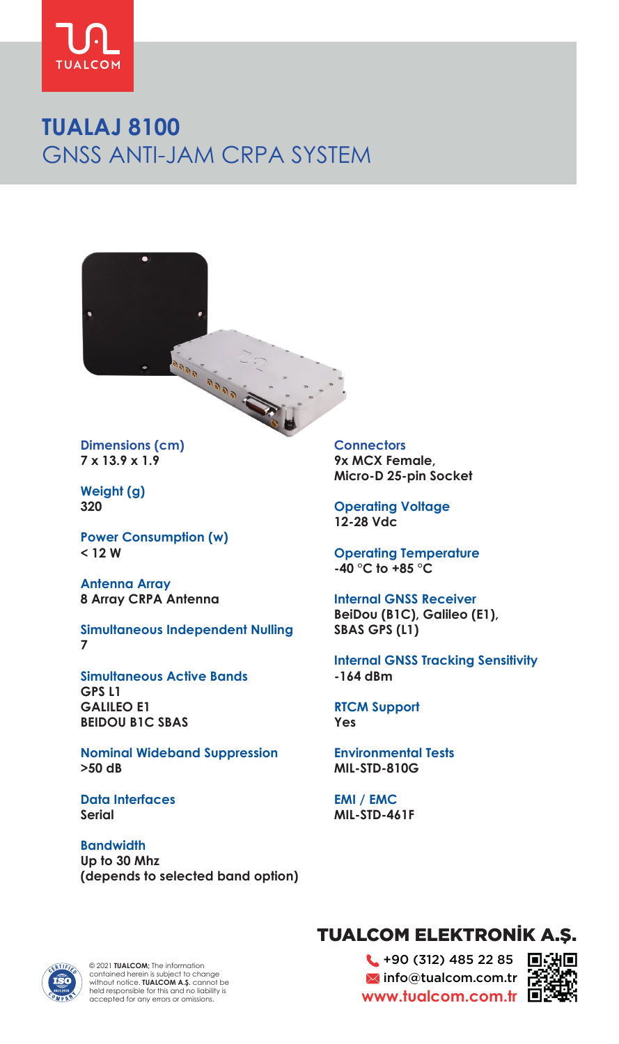# TUALAJ 8100

## GNSS ANTI-JAM CRPA SYSTEM

**Dimensions (cm)**
7 x 13.9 x 1.9

**Weight (g)**
320

**Power Consumption (w)**
< 12 W

**Antenna Array**
8 Array CRPA Antenna

**Simultaneous Independent Nulling**
7

**Simultaneous Active Bands**
GPS L1
GALILEO E1
BEIDOU B1C SBAS

**Nominal Wideband Suppression**
>50 dB

**Data Interfaces**
Serial

**Bandwidth**
Up to 30 Mhz
(depends to selected band option)

**Connectors**
9x MCX Female,
Micro-D 25-pin Socket

**Operating Voltage**
12-28 Vdc

**Operating Temperature**
-40 °C to +85 °C

**Internal GNSS Receiver**
BeiDou (B1C), Galileo (E1),
SBAS GPS (L1)

**Internal GNSS Tracking Sensitivity**
-164 dBm

**RTCM Support**
Yes

**Environmental Tests**
MIL-STD-810G

**EMI / EMC**
MIL-STD-461F

© 2021 **TUALCOM;** The information contained herein is subject to change without notice. **TUALCOM A.Ş.** cannot be held responsible for this and no liability is accepted for any errors or omissions.

**TUALCOM ELEKTRONİK A.Ş.**

+90 (312) 485 22 85
info@tualcom.com.tr
www.tualcom.com.tr